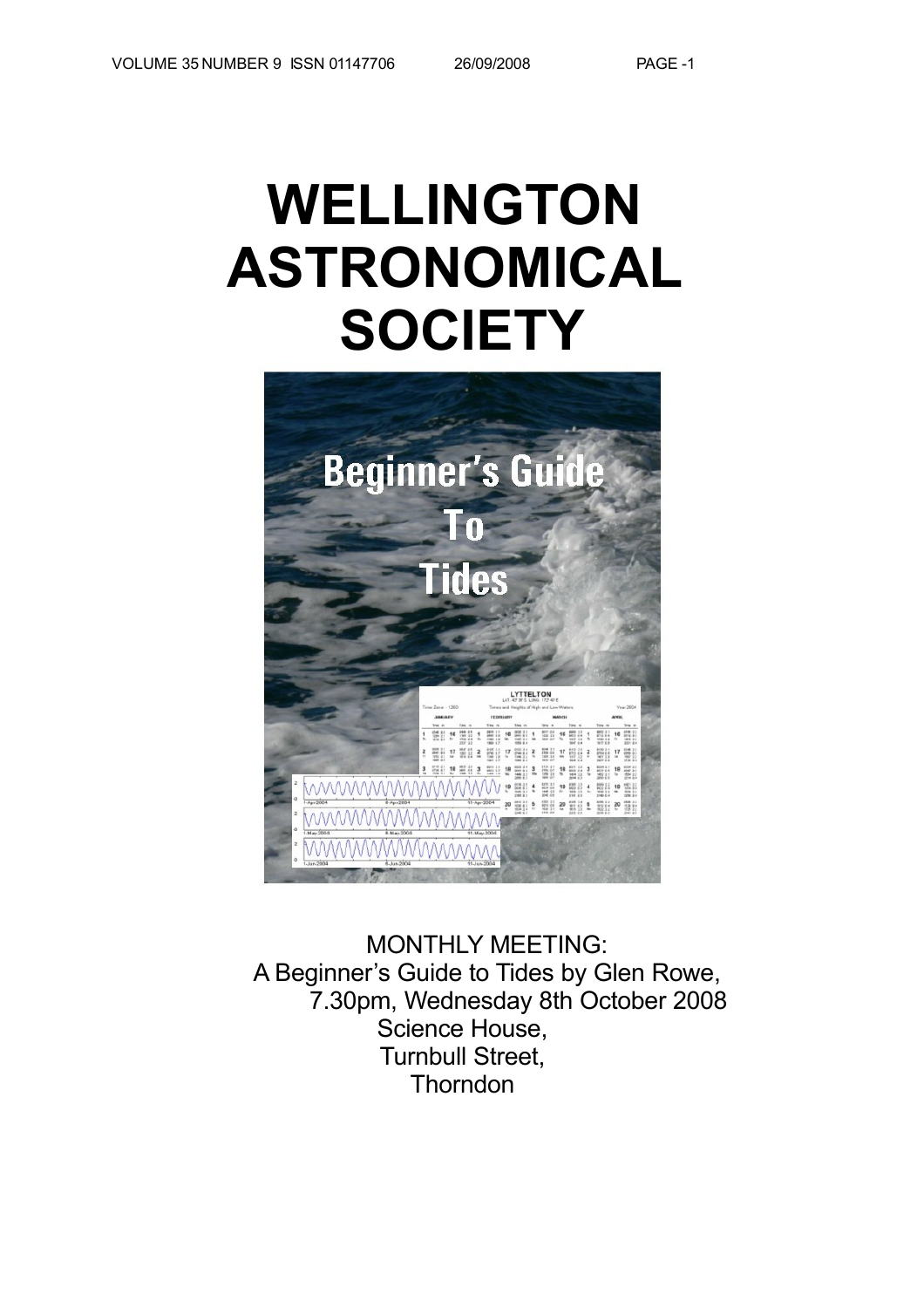# WELLINGTON ASTRONOMICAL SOCIETY

MONTHLY MEETING:
A Beginner's Guide to Tides by Glen Rowe,
7.30pm, Wednesday 8th October 2008
Science House,
Turnbull Street,
Thorndon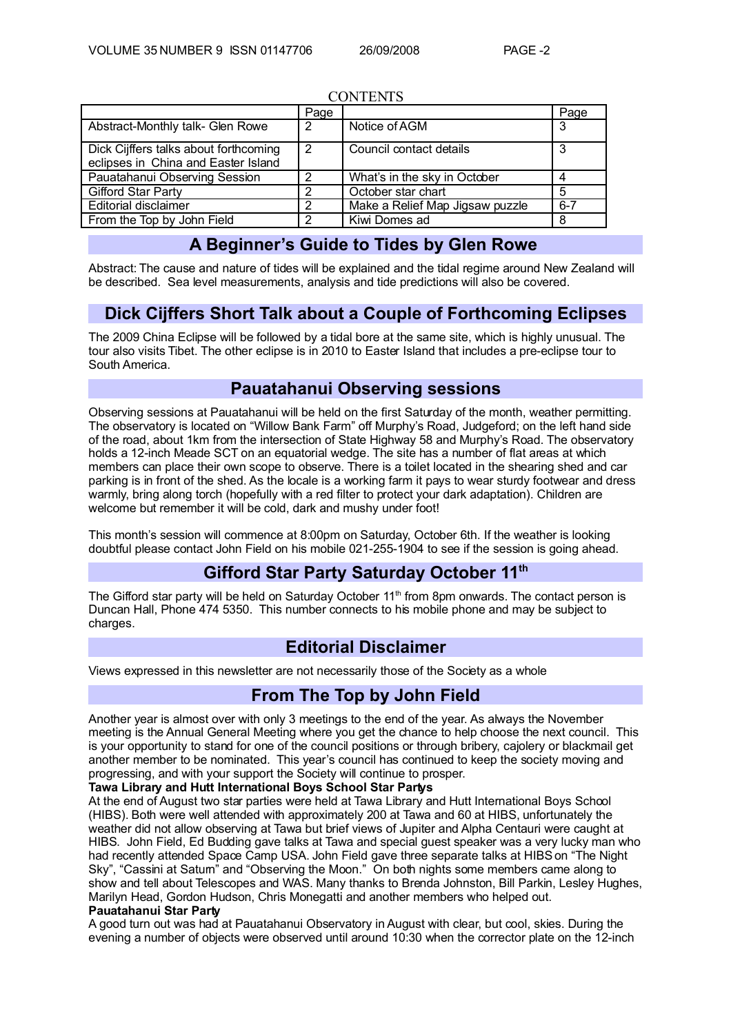CONTENTS

| | Page | | Page |
|---|---|---|---|
| Abstract-Monthly talk- Glen Rowe | 2 | Notice of AGM | 3 |
| Dick Cijffers talks about forthcoming eclipses in China and Easter Island | 2 | Council contact details | 3 |
| Pauatahanui Observing Session | 2 | What's in the sky in October | 4 |
| Gifford Star Party | 2 | October star chart | 5 |
| Editorial disclaimer | 2 | Make a Relief Map Jigsaw puzzle | 6-7 |
| From the Top by John Field | 2 | Kiwi Domes ad | 8 |

## A Beginner's Guide to Tides by Glen Rowe

Abstract: The cause and nature of tides will be explained and the tidal regime around New Zealand will be described. Sea level measurements, analysis and tide predictions will also be covered.

## Dick Cijffers Short Talk about a Couple of Forthcoming Eclipses

The 2009 China Eclipse will be followed by a tidal bore at the same site, which is highly unusual. The tour also visits Tibet. The other eclipse is in 2010 to Easter Island that includes a pre-eclipse tour to South America.

## Pauatahanui Observing sessions

Observing sessions at Pauatahanui will be held on the first Saturday of the month, weather permitting. The observatory is located on "Willow Bank Farm" off Murphy's Road, Judgeford; on the left hand side of the road, about 1km from the intersection of State Highway 58 and Murphy's Road. The observatory holds a 12-inch Meade SCT on an equatorial wedge. The site has a number of flat areas at which members can place their own scope to observe. There is a toilet located in the shearing shed and car parking is in front of the shed. As the locale is a working farm it pays to wear sturdy footwear and dress warmly, bring along torch (hopefully with a red filter to protect your dark adaptation). Children are welcome but remember it will be cold, dark and mushy under foot!

This month's session will commence at 8:00pm on Saturday, October 6th. If the weather is looking doubtful please contact John Field on his mobile 021-255-1904 to see if the session is going ahead.

## Gifford Star Party Saturday October 11th

The Gifford star party will be held on Saturday October 11th from 8pm onwards. The contact person is Duncan Hall, Phone 474 5350. This number connects to his mobile phone and may be subject to charges.

## Editorial Disclaimer

Views expressed in this newsletter are not necessarily those of the Society as a whole

## From The Top by John Field

Another year is almost over with only 3 meetings to the end of the year. As always the November meeting is the Annual General Meeting where you get the chance to help choose the next council. This is your opportunity to stand for one of the council positions or through bribery, cajolery or blackmail get another member to be nominated. This year's council has continued to keep the society moving and progressing, and with your support the Society will continue to prosper.

**Tawa Library and Hutt International Boys School Star Partys**

At the end of August two star parties were held at Tawa Library and Hutt International Boys School (HIBS). Both were well attended with approximately 200 at Tawa and 60 at HIBS, unfortunately the weather did not allow observing at Tawa but brief views of Jupiter and Alpha Centauri were caught at HIBS. John Field, Ed Budding gave talks at Tawa and special guest speaker was a very lucky man who had recently attended Space Camp USA. John Field gave three separate talks at HIBS on "The Night Sky", "Cassini at Saturn" and "Observing the Moon." On both nights some members came along to show and tell about Telescopes and WAS. Many thanks to Brenda Johnston, Bill Parkin, Lesley Hughes, Marilyn Head, Gordon Hudson, Chris Monegatti and another members who helped out.

**Pauatahanui Star Party**

A good turn out was had at Pauatahanui Observatory in August with clear, but cool, skies. During the evening a number of objects were observed until around 10:30 when the corrector plate on the 12-inch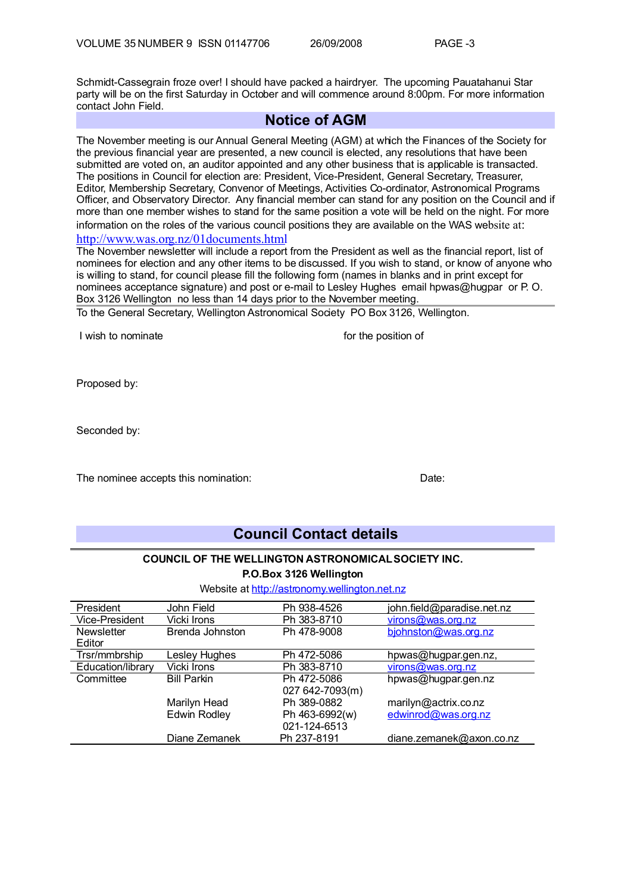Schmidt-Cassegrain froze over! I should have packed a hairdryer. The upcoming Pauatahanui Star party will be on the first Saturday in October and will commence around 8:00pm. For more information contact John Field.

## Notice of AGM

The November meeting is our Annual General Meeting (AGM) at which the Finances of the Society for the previous financial year are presented, a new council is elected, any resolutions that have been submitted are voted on, an auditor appointed and any other business that is applicable is transacted. The positions in Council for election are: President, Vice-President, General Secretary, Treasurer, Editor, Membership Secretary, Convenor of Meetings, Activities Co-ordinator, Astronomical Programs Officer, and Observatory Director. Any financial member can stand for any position on the Council and if more than one member wishes to stand for the same position a vote will be held on the night. For more information on the roles of the various council positions they are available on the WAS website at: http://www.was.org.nz/01documents.html

The November newsletter will include a report from the President as well as the financial report, list of nominees for election and any other items to be discussed. If you wish to stand, or know of anyone who is willing to stand, for council please fill the following form (names in blanks and in print except for nominees acceptance signature) and post or e-mail to Lesley Hughes email hpwas@hugpar or P. O. Box 3126 Wellington no less than 14 days prior to the November meeting.

---

To the General Secretary, Wellington Astronomical Society PO Box 3126, Wellington.

I wish to nominate                                        for the position of

Proposed by:

Seconded by:

The nominee accepts this nomination:                                        Date:

## Council Contact details

**COUNCIL OF THE WELLINGTON ASTRONOMICAL SOCIETY INC.**

**P.O.Box 3126 Wellington**

Website at http://astronomy.wellington.net.nz

| | | | |
|---|---|---|---|
| President | John Field | Ph 938-4526 | john.field@paradise.net.nz |
| Vice-President | Vicki Irons | Ph 383-8710 | virons@was.org.nz |
| Newsletter Editor | Brenda Johnston | Ph 478-9008 | bjohnston@was.org.nz |
| Trsr/mmbrship | Lesley Hughes | Ph 472-5086 | hpwas@hugpar.gen.nz, |
| Education/library | Vicki Irons | Ph 383-8710 | virons@was.org.nz |
| Committee | Bill Parkin | Ph 472-5086<br>027 642-7093(m) | hpwas@hugpar.gen.nz |
| | Marilyn Head | Ph 389-0882 | marilyn@actrix.co.nz |
| | Edwin Rodley | Ph 463-6992(w)<br>021-124-6513 | edwinrod@was.org.nz |
| | Diane Zemanek | Ph 237-8191 | diane.zemanek@axon.co.nz |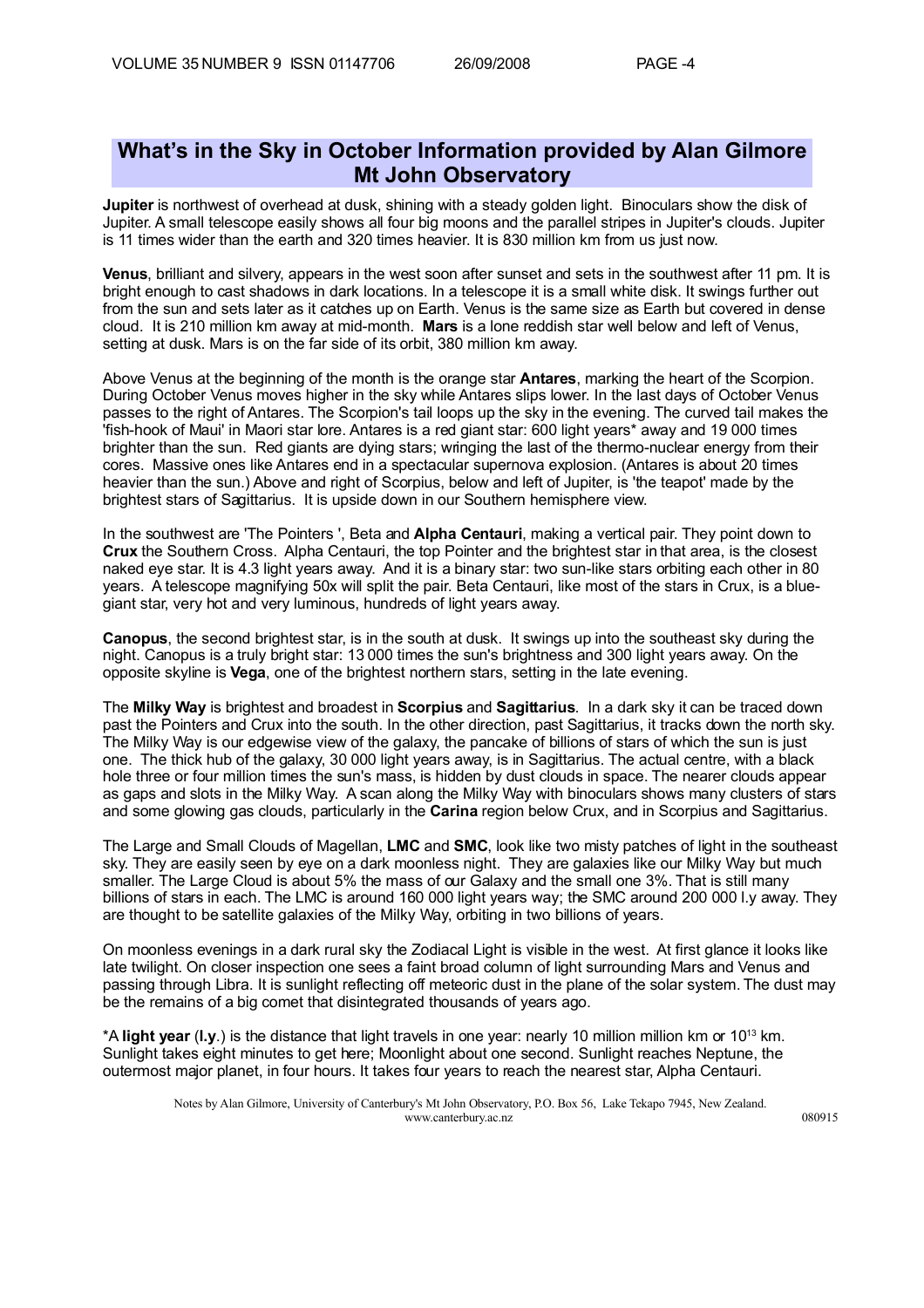## What's in the Sky in October Information provided by Alan Gilmore Mt John Observatory

**Jupiter** is northwest of overhead at dusk, shining with a steady golden light. Binoculars show the disk of Jupiter. A small telescope easily shows all four big moons and the parallel stripes in Jupiter's clouds. Jupiter is 11 times wider than the earth and 320 times heavier. It is 830 million km from us just now.

**Venus**, brilliant and silvery, appears in the west soon after sunset and sets in the southwest after 11 pm. It is bright enough to cast shadows in dark locations. In a telescope it is a small white disk. It swings further out from the sun and sets later as it catches up on Earth. Venus is the same size as Earth but covered in dense cloud. It is 210 million km away at mid-month. **Mars** is a lone reddish star well below and left of Venus, setting at dusk. Mars is on the far side of its orbit, 380 million km away.

Above Venus at the beginning of the month is the orange star **Antares**, marking the heart of the Scorpion. During October Venus moves higher in the sky while Antares slips lower. In the last days of October Venus passes to the right of Antares. The Scorpion's tail loops up the sky in the evening. The curved tail makes the 'fish-hook of Maui' in Maori star lore. Antares is a red giant star: 600 light years* away and 19 000 times brighter than the sun. Red giants are dying stars; wringing the last of the thermo-nuclear energy from their cores. Massive ones like Antares end in a spectacular supernova explosion. (Antares is about 20 times heavier than the sun.) Above and right of Scorpius, below and left of Jupiter, is 'the teapot' made by the brightest stars of Sagittarius. It is upside down in our Southern hemisphere view.

In the southwest are 'The Pointers ', Beta and **Alpha Centauri**, making a vertical pair. They point down to **Crux** the Southern Cross. Alpha Centauri, the top Pointer and the brightest star in that area, is the closest naked eye star. It is 4.3 light years away. And it is a binary star: two sun-like stars orbiting each other in 80 years. A telescope magnifying 50x will split the pair. Beta Centauri, like most of the stars in Crux, is a blue-giant star, very hot and very luminous, hundreds of light years away.

**Canopus**, the second brightest star, is in the south at dusk. It swings up into the southeast sky during the night. Canopus is a truly bright star: 13 000 times the sun's brightness and 300 light years away. On the opposite skyline is **Vega**, one of the brightest northern stars, setting in the late evening.

The **Milky Way** is brightest and broadest in **Scorpius** and **Sagittarius**. In a dark sky it can be traced down past the Pointers and Crux into the south. In the other direction, past Sagittarius, it tracks down the north sky. The Milky Way is our edgewise view of the galaxy, the pancake of billions of stars of which the sun is just one. The thick hub of the galaxy, 30 000 light years away, is in Sagittarius. The actual centre, with a black hole three or four million times the sun's mass, is hidden by dust clouds in space. The nearer clouds appear as gaps and slots in the Milky Way. A scan along the Milky Way with binoculars shows many clusters of stars and some glowing gas clouds, particularly in the **Carina** region below Crux, and in Scorpius and Sagittarius.

The Large and Small Clouds of Magellan, **LMC** and **SMC**, look like two misty patches of light in the southeast sky. They are easily seen by eye on a dark moonless night. They are galaxies like our Milky Way but much smaller. The Large Cloud is about 5% the mass of our Galaxy and the small one 3%. That is still many billions of stars in each. The LMC is around 160 000 light years way; the SMC around 200 000 l.y away. They are thought to be satellite galaxies of the Milky Way, orbiting in two billions of years.

On moonless evenings in a dark rural sky the Zodiacal Light is visible in the west. At first glance it looks like late twilight. On closer inspection one sees a faint broad column of light surrounding Mars and Venus and passing through Libra. It is sunlight reflecting off meteoric dust in the plane of the solar system. The dust may be the remains of a big comet that disintegrated thousands of years ago.

*A **light year** (**l.y**.) is the distance that light travels in one year: nearly 10 million million km or $10^{13}$ km. Sunlight takes eight minutes to get here; Moonlight about one second. Sunlight reaches Neptune, the outermost major planet, in four hours. It takes four years to reach the nearest star, Alpha Centauri.

Notes by Alan Gilmore, University of Canterbury's Mt John Observatory, P.O. Box 56, Lake Tekapo 7945, New Zealand. www.canterbury.ac.nz 080915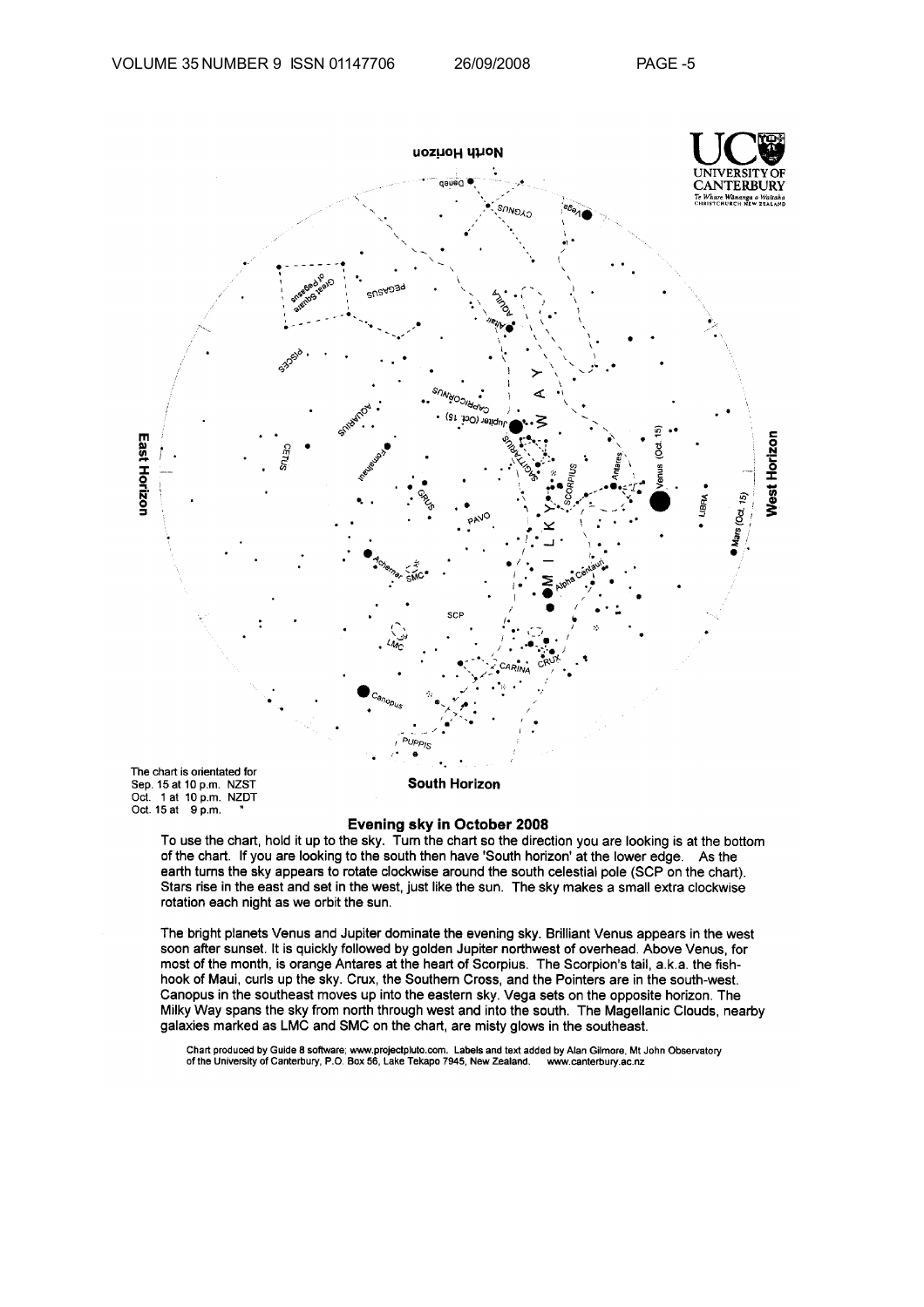**North Horizon**

**East Horizon**

**West Horizon**

**South Horizon**

The chart is orientated for
Sep. 15 at 10 p.m. NZST
Oct. 1 at 10 p.m. NZDT
Oct. 15 at 9 p.m. "

## Evening sky in October 2008

To use the chart, hold it up to the sky. Turn the chart so the direction you are looking is at the bottom of the chart. If you are looking to the south then have 'South horizon' at the lower edge. As the earth turns the sky appears to rotate clockwise around the south celestial pole (SCP on the chart). Stars rise in the east and set in the west, just like the sun. The sky makes a small extra clockwise rotation each night as we orbit the sun.

The bright planets Venus and Jupiter dominate the evening sky. Brilliant Venus appears in the west soon after sunset. It is quickly followed by golden Jupiter northwest of overhead. Above Venus, for most of the month, is orange Antares at the heart of Scorpius. The Scorpion's tail, a.k.a. the fish-hook of Maui, curls up the sky. Crux, the Southern Cross, and the Pointers are in the south-west. Canopus in the southeast moves up into the eastern sky. Vega sets on the opposite horizon. The Milky Way spans the sky from north through west and into the south. The Magellanic Clouds, nearby galaxies marked as LMC and SMC on the chart, are misty glows in the southeast.

Chart produced by Guide 8 software; www.projectpluto.com. Labels and text added by Alan Gilmore, Mt John Observatory of the University of Canterbury, P.O. Box 56, Lake Tekapo 7945, New Zealand. www.canterbury.ac.nz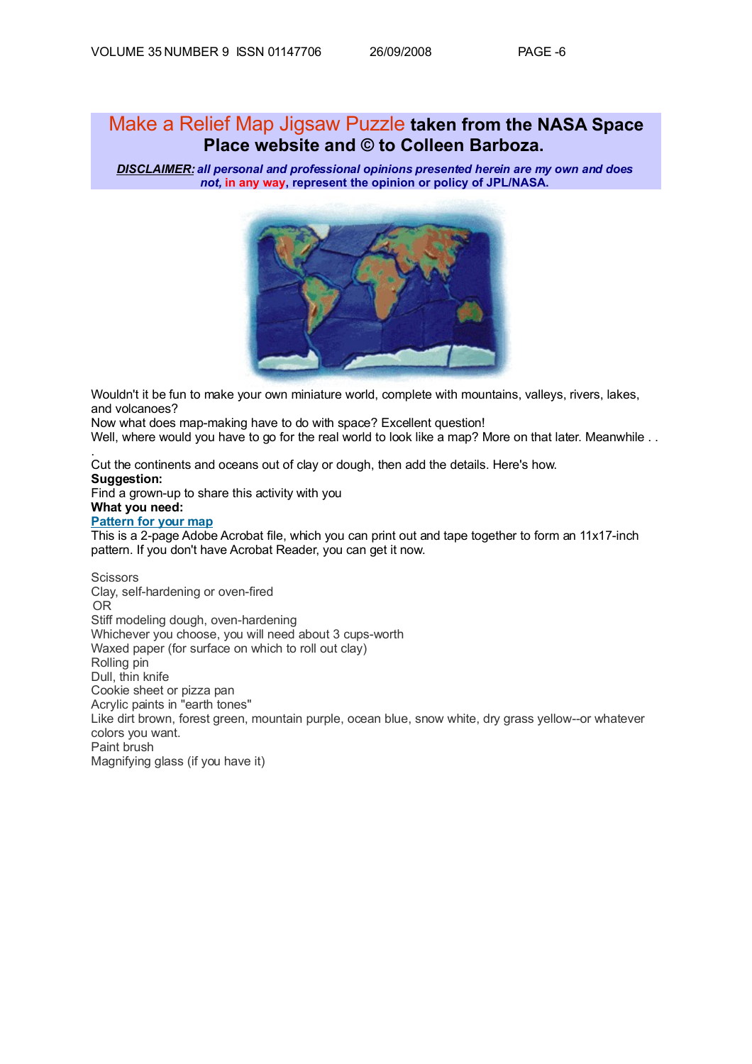## Make a Relief Map Jigsaw Puzzle taken from the NASA Space Place website and © to Colleen Barboza.

***DISCLAIMER:*** ***all personal and professional opinions presented herein are my own and does not, in any way, represent the opinion or policy of JPL/NASA.***

Wouldn't it be fun to make your own miniature world, complete with mountains, valleys, rivers, lakes, and volcanoes?

Now what does map-making have to do with space? Excellent question!

Well, where would you have to go for the real world to look like a map? More on that later. Meanwhile . . .

Cut the continents and oceans out of clay or dough, then add the details. Here's how.

**Suggestion:**

Find a grown-up to share this activity with you

**What you need:**

**Pattern for your map**

This is a 2-page Adobe Acrobat file, which you can print out and tape together to form an 11x17-inch pattern. If you don't have Acrobat Reader, you can get it now.

Scissors

Clay, self-hardening or oven-fired

OR

Stiff modeling dough, oven-hardening

Whichever you choose, you will need about 3 cups-worth

Waxed paper (for surface on which to roll out clay)

Rolling pin

Dull, thin knife

Cookie sheet or pizza pan

Acrylic paints in "earth tones"

Like dirt brown, forest green, mountain purple, ocean blue, snow white, dry grass yellow--or whatever colors you want.

Paint brush

Magnifying glass (if you have it)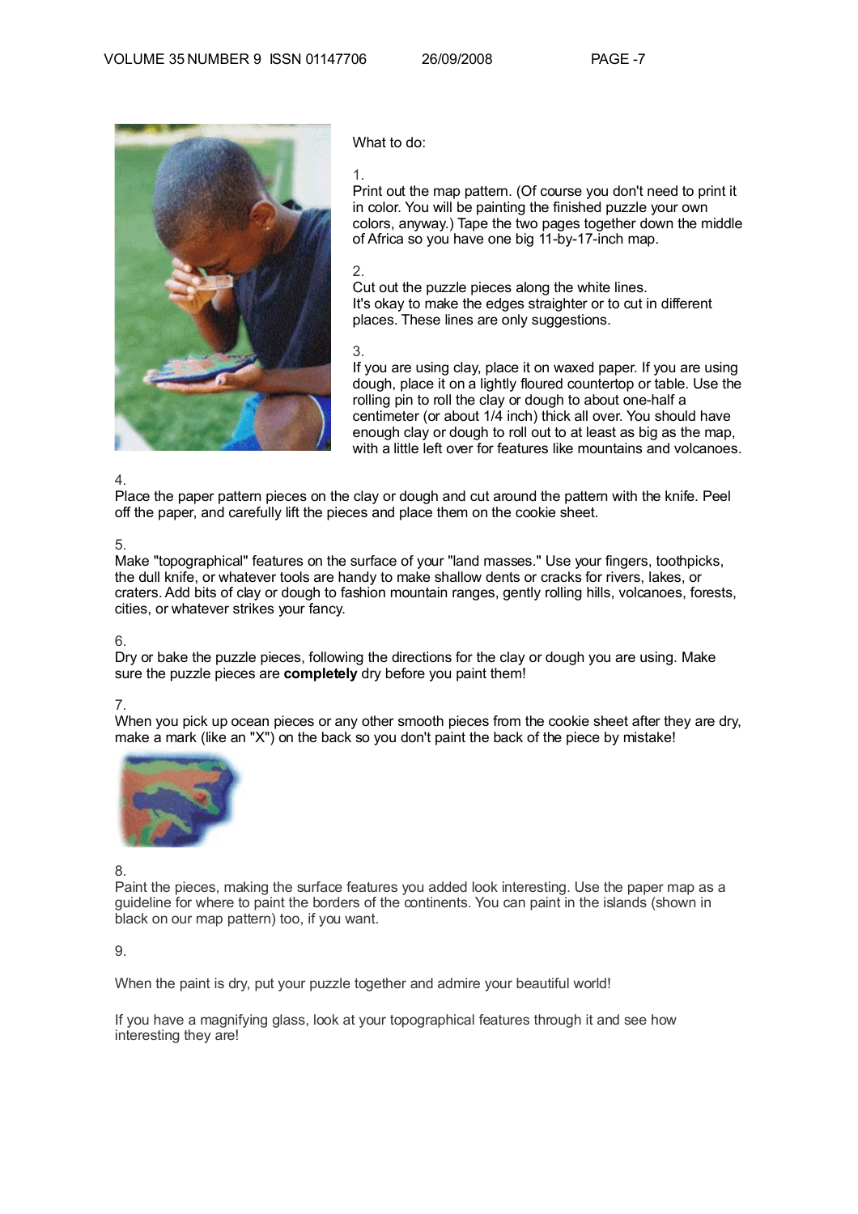What to do:

1.
Print out the map pattern. (Of course you don't need to print it in color. You will be painting the finished puzzle your own colors, anyway.) Tape the two pages together down the middle of Africa so you have one big 11-by-17-inch map.

2.
Cut out the puzzle pieces along the white lines.
It's okay to make the edges straighter or to cut in different places. These lines are only suggestions.

3.
If you are using clay, place it on waxed paper. If you are using dough, place it on a lightly floured countertop or table. Use the rolling pin to roll the clay or dough to about one-half a centimeter (or about 1/4 inch) thick all over. You should have enough clay or dough to roll out to at least as big as the map, with a little left over for features like mountains and volcanoes.

4.
Place the paper pattern pieces on the clay or dough and cut around the pattern with the knife. Peel off the paper, and carefully lift the pieces and place them on the cookie sheet.

5.
Make "topographical" features on the surface of your "land masses." Use your fingers, toothpicks, the dull knife, or whatever tools are handy to make shallow dents or cracks for rivers, lakes, or craters. Add bits of clay or dough to fashion mountain ranges, gently rolling hills, volcanoes, forests, cities, or whatever strikes your fancy.

6.
Dry or bake the puzzle pieces, following the directions for the clay or dough you are using. Make sure the puzzle pieces are **completely** dry before you paint them!

7.
When you pick up ocean pieces or any other smooth pieces from the cookie sheet after they are dry, make a mark (like an "X") on the back so you don't paint the back of the piece by mistake!

8.
Paint the pieces, making the surface features you added look interesting. Use the paper map as a guideline for where to paint the borders of the continents. You can paint in the islands (shown in black on our map pattern) too, if you want.

9.

When the paint is dry, put your puzzle together and admire your beautiful world!

If you have a magnifying glass, look at your topographical features through it and see how interesting they are!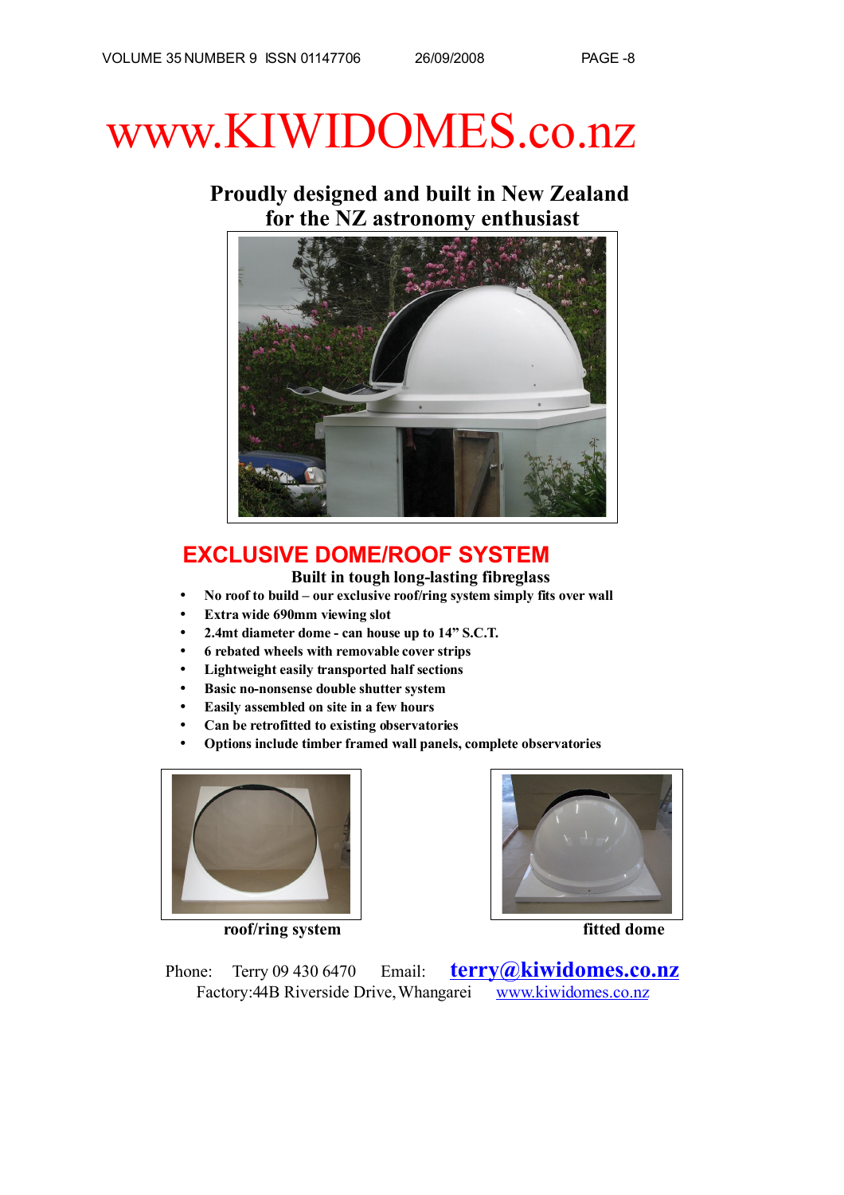# www.KIWIDOMES.co.nz

**Proudly designed and built in New Zealand for the NZ astronomy enthusiast**

## EXCLUSIVE DOME/ROOF SYSTEM

**Built in tough long-lasting fibreglass**

- **No roof to build – our exclusive roof/ring system simply fits over wall**
- **Extra wide 690mm viewing slot**
- **2.4mt diameter dome - can house up to 14" S.C.T.**
- **6 rebated wheels with removable cover strips**
- **Lightweight easily transported half sections**
- **Basic no-nonsense double shutter system**
- **Easily assembled on site in a few hours**
- **Can be retrofitted to existing observatories**
- **Options include timber framed wall panels, complete observatories**

**roof/ring system**

**fitted dome**

Phone: Terry 09 430 6470 Email: **terry@kiwidomes.co.nz**
Factory:44B Riverside Drive, Whangarei www.kiwidomes.co.nz